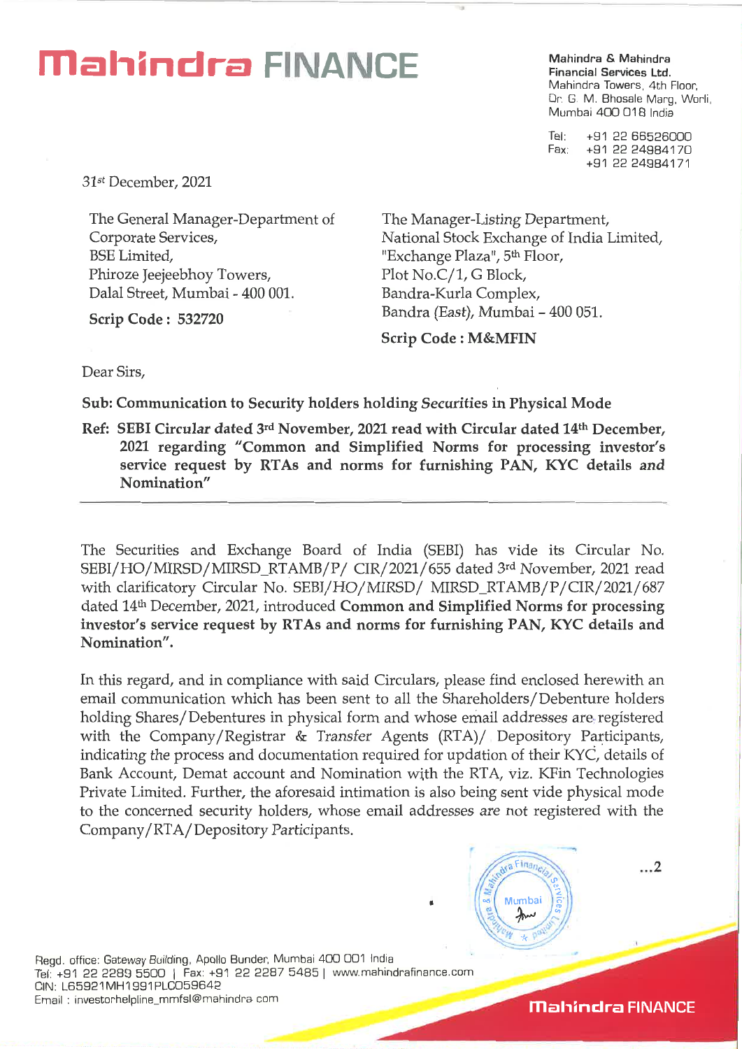# Mahindra FINANCE

**Mahindra & Mahindra Financial Services Ltd.**
Mahindra Towers, 4th Floor,
Dr. G. M. Bhosale Marg, Worli,
Mumbai 400 018 India

Tel: +91 22 66526000
Fax: +91 22 24984170
+91 22 24984171

31st December, 2021

The General Manager-Department of Corporate Services,
BSE Limited,
Phiroze Jeejeebhoy Towers,
Dalal Street, Mumbai - 400 001.

**Scrip Code : 532720**

The Manager-Listing Department,
National Stock Exchange of India Limited,
"Exchange Plaza", 5th Floor,
Plot No.C/1, G Block,
Bandra-Kurla Complex,
Bandra (East), Mumbai – 400 051.

**Scrip Code : M&MFIN**

Dear Sirs,

**Sub: Communication to Security holders holding Securities in Physical Mode**

**Ref: SEBI Circular dated 3rd November, 2021 read with Circular dated 14th December, 2021 regarding "Common and Simplified Norms for processing investor's service request by RTAs and norms for furnishing PAN, KYC details and Nomination"**

---

The Securities and Exchange Board of India (SEBI) has vide its Circular No. SEBI/HO/MIRSD/MIRSD_RTAMB/P/ CIR/2021/655 dated 3rd November, 2021 read with clarificatory Circular No. SEBI/HO/MIRSD/ MIRSD_RTAMB/P/CIR/2021/687 dated 14th December, 2021, introduced **Common and Simplified Norms for processing investor's service request by RTAs and norms for furnishing PAN, KYC details and Nomination".**

In this regard, and in compliance with said Circulars, please find enclosed herewith an email communication which has been sent to all the Shareholders/Debenture holders holding Shares/Debentures in physical form and whose email addresses are registered with the Company/Registrar & Transfer Agents (RTA)/ Depository Participants, indicating the process and documentation required for updation of their KYC, details of Bank Account, Demat account and Nomination with the RTA, viz. KFin Technologies Private Limited. Further, the aforesaid intimation is also being sent vide physical mode to the concerned security holders, whose email addresses are not registered with the Company/RTA/Depository Participants.

...2

Regd. office: Gateway Building, Apollo Bunder, Mumbai 400 001 India
Tel: +91 22 2289 5500 | Fax: +91 22 2287 5485 | www.mahindrafinance.com
CIN: L65921MH1991PLC059642
Email : investorhelpline_mmfsl@mahindra.com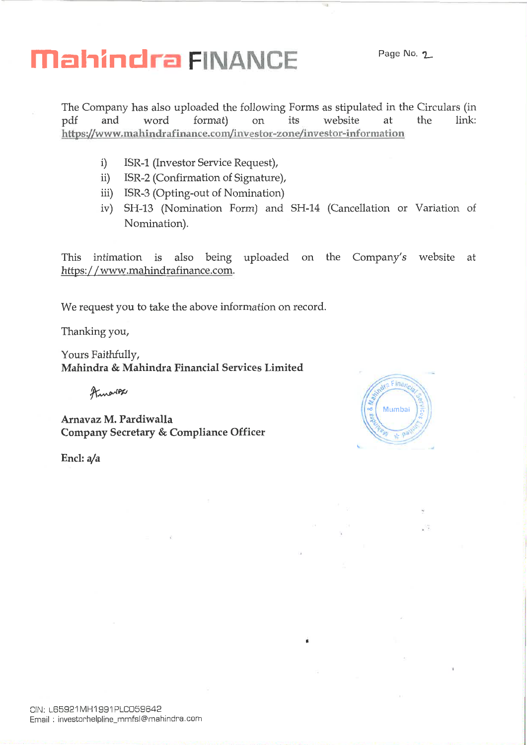The Company has also uploaded the following Forms as stipulated in the Circulars (in pdf and word format) on its website at the link: https://www.mahindrafinance.com/investor-zone/investor-information

i) ISR-1 (Investor Service Request),
ii) ISR-2 (Confirmation of Signature),
iii) ISR-3 (Opting-out of Nomination)
iv) SH-13 (Nomination Form) and SH-14 (Cancellation or Variation of Nomination).

This intimation is also being uploaded on the Company's website at https://www.mahindrafinance.com.

We request you to take the above information on record.

Thanking you,

Yours Faithfully,
**Mahindra & Mahindra Financial Services Limited**

**Arnavaz M. Pardiwalla**
**Company Secretary & Compliance Officer**

**Encl: a/a**

CIN: L65921MH1991PLC059642
Email : investorhelpline_mmfsl@mahindra.com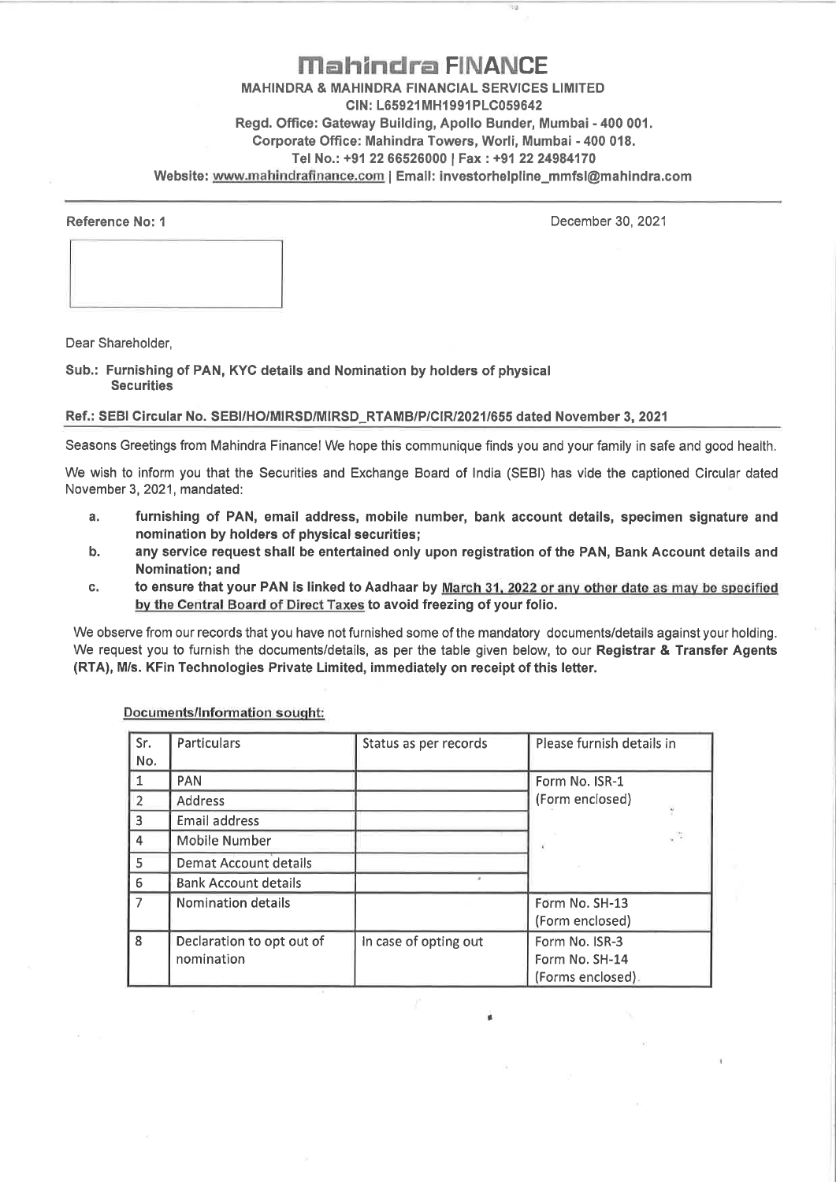# Mahindra FINANCE

**MAHINDRA & MAHINDRA FINANCIAL SERVICES LIMITED**
**CIN: L65921MH1991PLC059642**
**Regd. Office: Gateway Building, Apollo Bunder, Mumbai - 400 001.**
**Corporate Office: Mahindra Towers, Worli, Mumbai - 400 018.**
**Tel No.: +91 22 66526000 | Fax : +91 22 24984170**
**Website: www.mahindrafinance.com | Email: investorhelpline_mmfsl@mahindra.com**

---

**Reference No: 1**

December 30, 2021

Dear Shareholder,

**Sub.: Furnishing of PAN, KYC details and Nomination by holders of physical Securities**

**Ref.: SEBI Circular No. SEBI/HO/MIRSD/MIRSD_RTAMB/P/CIR/2021/655 dated November 3, 2021**

Seasons Greetings from Mahindra Finance! We hope this communique finds you and your family in safe and good health.

We wish to inform you that the Securities and Exchange Board of India (SEBI) has vide the captioned Circular dated November 3, 2021, mandated:

a. **furnishing of PAN, email address, mobile number, bank account details, specimen signature and nomination by holders of physical securities;**

b. **any service request shall be entertained only upon registration of the PAN, Bank Account details and Nomination; and**

c. **to ensure that your PAN is linked to Aadhaar by March 31, 2022 or any other date as may be specified by the Central Board of Direct Taxes to avoid freezing of your folio.**

We observe from our records that you have not furnished some of the mandatory documents/details against your holding. We request you to furnish the documents/details, as per the table given below, to our **Registrar & Transfer Agents (RTA), M/s. KFin Technologies Private Limited, immediately on receipt of this letter.**

**Documents/Information sought:**

| Sr. No. | Particulars | Status as per records | Please furnish details in |
|---|---|---|---|
| 1 | PAN | | Form No. ISR-1 (Form enclosed) |
| 2 | Address | | |
| 3 | Email address | | |
| 4 | Mobile Number | | |
| 5 | Demat Account details | | |
| 6 | Bank Account details | | |
| 7 | Nomination details | | Form No. SH-13 (Form enclosed) |
| 8 | Declaration to opt out of nomination | In case of opting out | Form No. ISR-3<br>Form No. SH-14<br>(Forms enclosed) |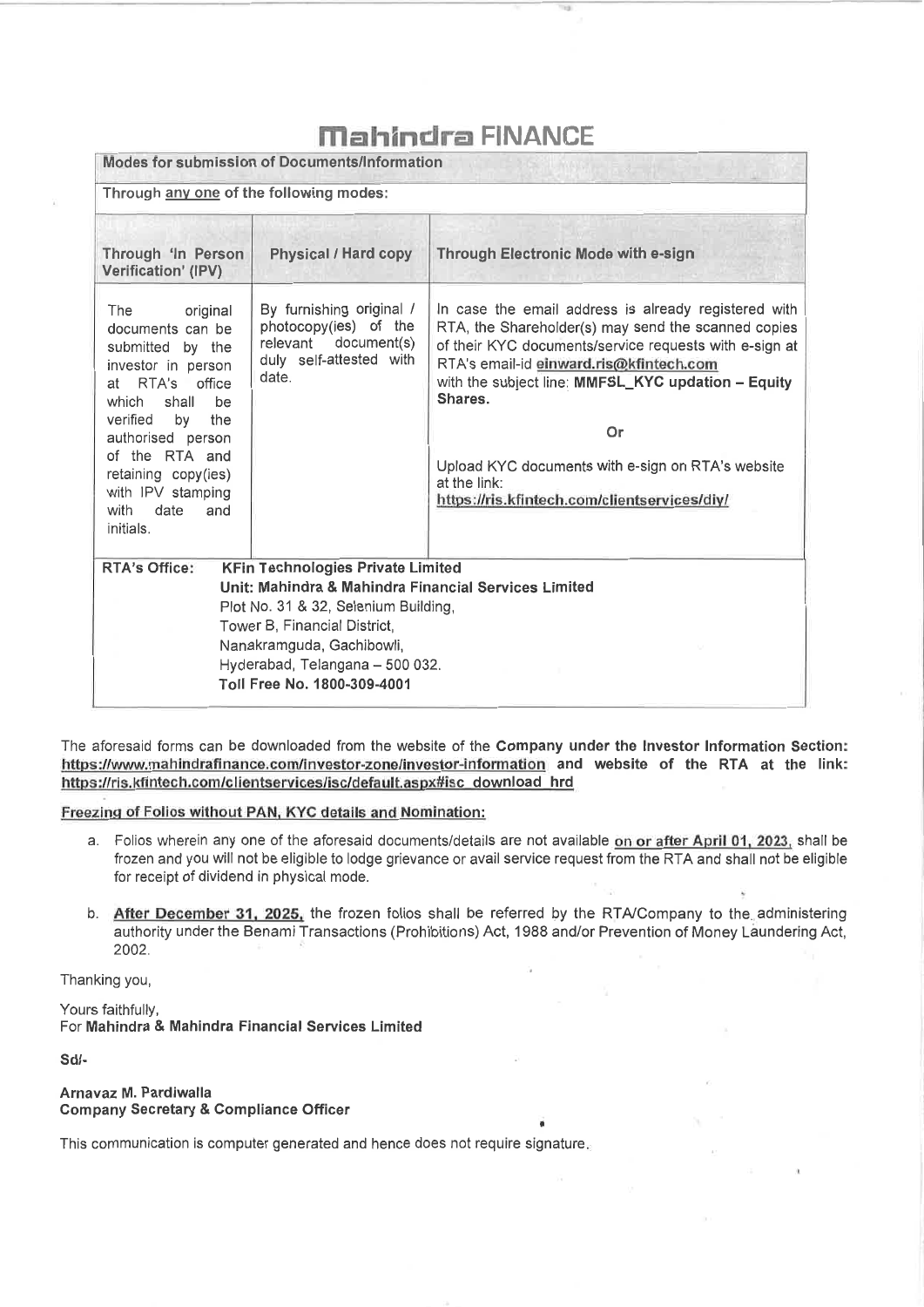# Mahindra FINANCE

| Modes for submission of Documents/Information | | |
|---|---|---|
| Through <u>any one</u> of the following modes: | | |
| **Through 'In Person Verification' (IPV)** | **Physical / Hard copy** | **Through Electronic Mode with e-sign** |
| The original documents can be submitted by the investor in person at RTA's office which shall be verified by the authorised person of the RTA and retaining copy(ies) with IPV stamping with date and initials. | By furnishing original / photocopy(ies) of the relevant document(s) duly self-attested with date. | In case the email address is already registered with RTA, the Shareholder(s) may send the scanned copies of their KYC documents/service requests with e-sign at RTA's email-id **einward.ris@kfintech.com** with the subject line: **MMFSL_KYC updation – Equity Shares.**<br><br>Or<br><br>Upload KYC documents with e-sign on RTA's website at the link: **https://ris.kfintech.com/clientservices/diy/** |
| **RTA's Office:** **KFin Technologies Private Limited**<br>**Unit: Mahindra & Mahindra Financial Services Limited**<br>Plot No. 31 & 32, Selenium Building,<br>Tower B, Financial District,<br>Nanakramguda, Gachibowli,<br>Hyderabad, Telangana – 500 032.<br>**Toll Free No. 1800-309-4001** | | |

The aforesaid forms can be downloaded from the website of the **Company under the Investor Information Section: https://www.mahindrafinance.com/investor-zone/investor-information** and **website of the RTA at the link: https://ris.kfintech.com/clientservices/isc/default.aspx#isc_download_hrd**

**<u>Freezing of Folios without PAN, KYC details and Nomination:</u>**

a. Folios wherein any one of the aforesaid documents/details are not available <u>on or after April 01, 2023</u>, shall be frozen and you will not be eligible to lodge grievance or avail service request from the RTA and shall not be eligible for receipt of dividend in physical mode.

b. **<u>After December 31, 2025</u>**, the frozen folios shall be referred by the RTA/Company to the administering authority under the Benami Transactions (Prohibitions) Act, 1988 and/or Prevention of Money Laundering Act, 2002.

Thanking you,

Yours faithfully,
For **Mahindra & Mahindra Financial Services Limited**

**Sd/-**

**Arnavaz M. Pardiwalla**
**Company Secretary & Compliance Officer**

This communication is computer generated and hence does not require signature.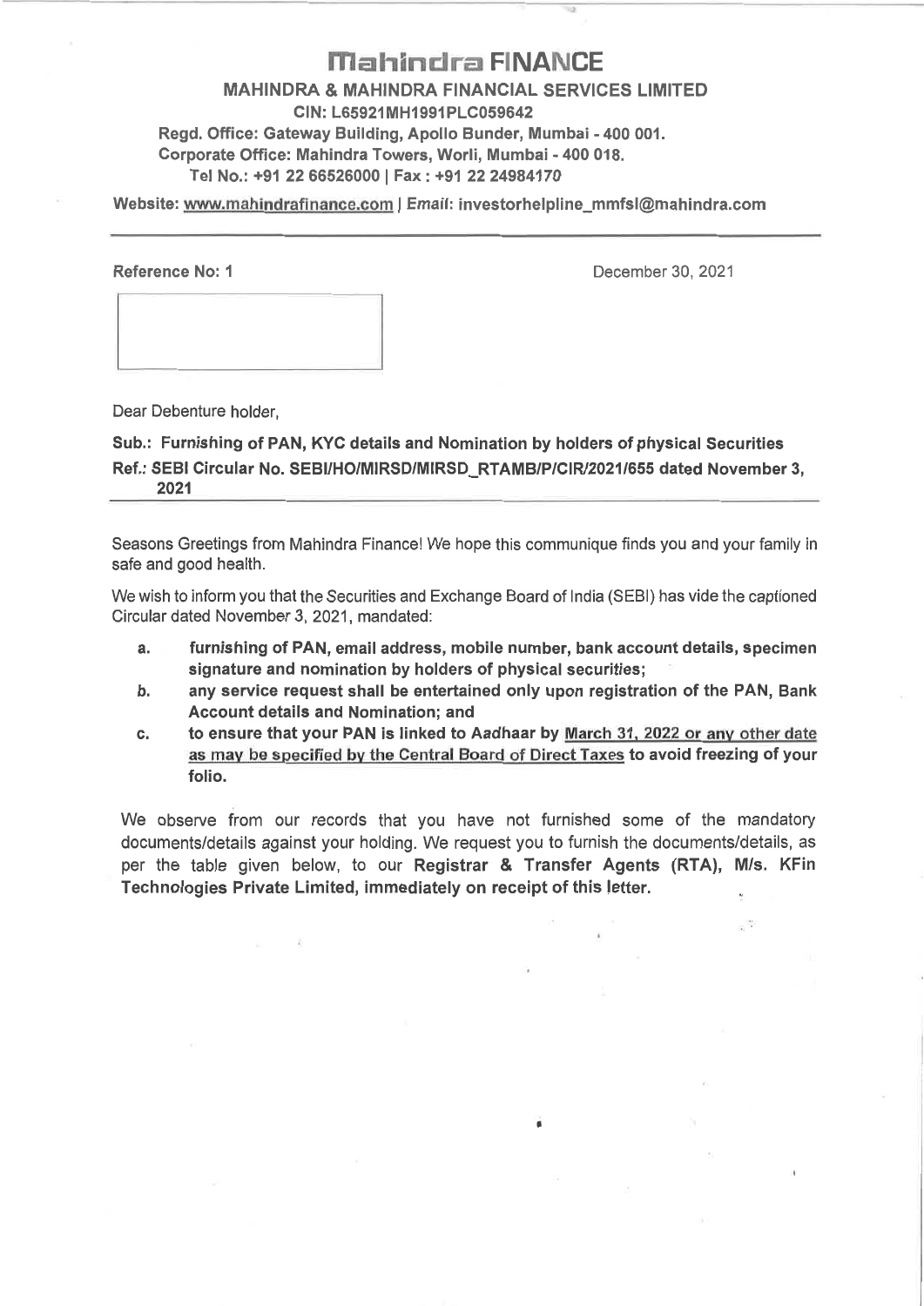# Mahindra FINANCE

**MAHINDRA & MAHINDRA FINANCIAL SERVICES LIMITED**

**CIN: L65921MH1991PLC059642**

**Regd. Office: Gateway Building, Apollo Bunder, Mumbai - 400 001.**

**Corporate Office: Mahindra Towers, Worli, Mumbai - 400 018.**

**Tel No.: +91 22 66526000 | Fax : +91 22 24984170**

**Website: www.mahindrafinance.com | Email: investorhelpline_mmfsl@mahindra.com**

---

**Reference No: 1**

December 30, 2021

Dear Debenture holder,

**Sub.: Furnishing of PAN, KYC details and Nomination by holders of physical Securities**

**Ref.: SEBI Circular No. SEBI/HO/MIRSD/MIRSD_RTAMB/P/CIR/2021/655 dated November 3, 2021**

---

Seasons Greetings from Mahindra Finance! We hope this communique finds you and your family in safe and good health.

We wish to inform you that the Securities and Exchange Board of India (SEBI) has vide the captioned Circular dated November 3, 2021, mandated:

a. **furnishing of PAN, email address, mobile number, bank account details, specimen signature and nomination by holders of physical securities;**

b. **any service request shall be entertained only upon registration of the PAN, Bank Account details and Nomination; and**

c. **to ensure that your PAN is linked to Aadhaar by March 31, 2022 or any other date as may be specified by the Central Board of Direct Taxes to avoid freezing of your folio.**

We observe from our records that you have not furnished some of the mandatory documents/details against your holding. We request you to furnish the documents/details, as per the table given below, to our **Registrar & Transfer Agents (RTA), M/s. KFin Technologies Private Limited, immediately on receipt of this letter.**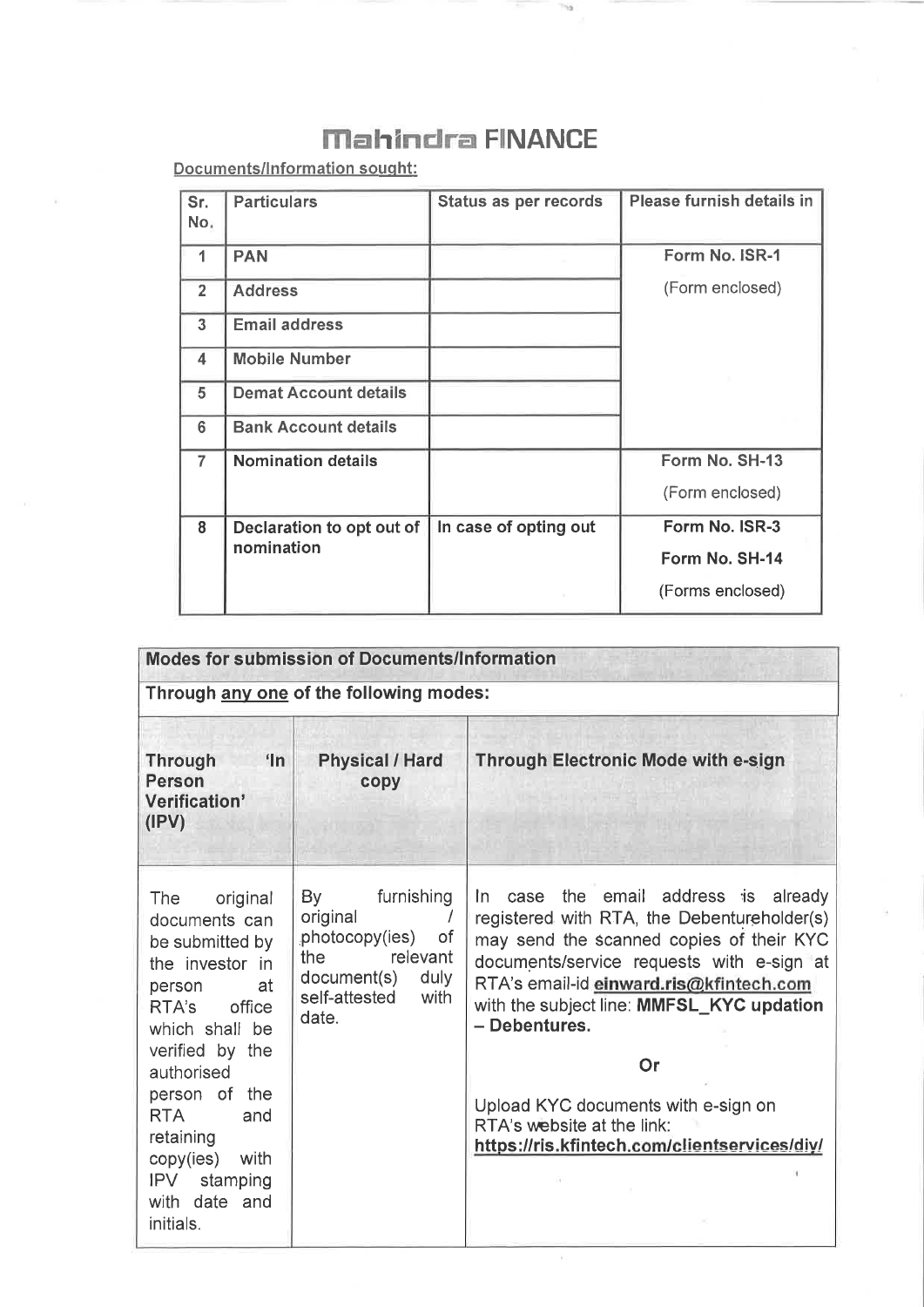# Mahindra FINANCE

Documents/Information sought:

| Sr. No. | Particulars | Status as per records | Please furnish details in |
|---|---|---|---|
| 1 | **PAN** | | **Form No. ISR-1** (Form enclosed) |
| 2 | **Address** | | |
| 3 | **Email address** | | |
| 4 | **Mobile Number** | | |
| 5 | **Demat Account details** | | |
| 6 | **Bank Account details** | | |
| 7 | **Nomination details** | | **Form No. SH-13** (Form enclosed) |
| 8 | **Declaration to opt out of nomination** | **In case of opting out** | **Form No. ISR-3** **Form No. SH-14** (Forms enclosed) |

| **Modes for submission of Documents/Information** | | |
|---|---|---|
| **Through any one of the following modes:** | | |
| **Through 'In Person Verification' (IPV)** | **Physical / Hard copy** | **Through Electronic Mode with e-sign** |
| The original documents can be submitted by the investor in person at RTA's office which shall be verified by the authorised person of the RTA and retaining copy(ies) with IPV stamping with date and initials. | By furnishing original / photocopy(ies) of the relevant document(s) duly self-attested with date. | In case the email address is already registered with RTA, the Debentureholder(s) may send the scanned copies of their KYC documents/service requests with e-sign at RTA's email-id **einward.ris@kfintech.com** with the subject line: **MMFSL_KYC updation – Debentures.** <br><br> Or <br><br> Upload KYC documents with e-sign on RTA's website at the link: **https://ris.kfintech.com/clientservices/diy/** |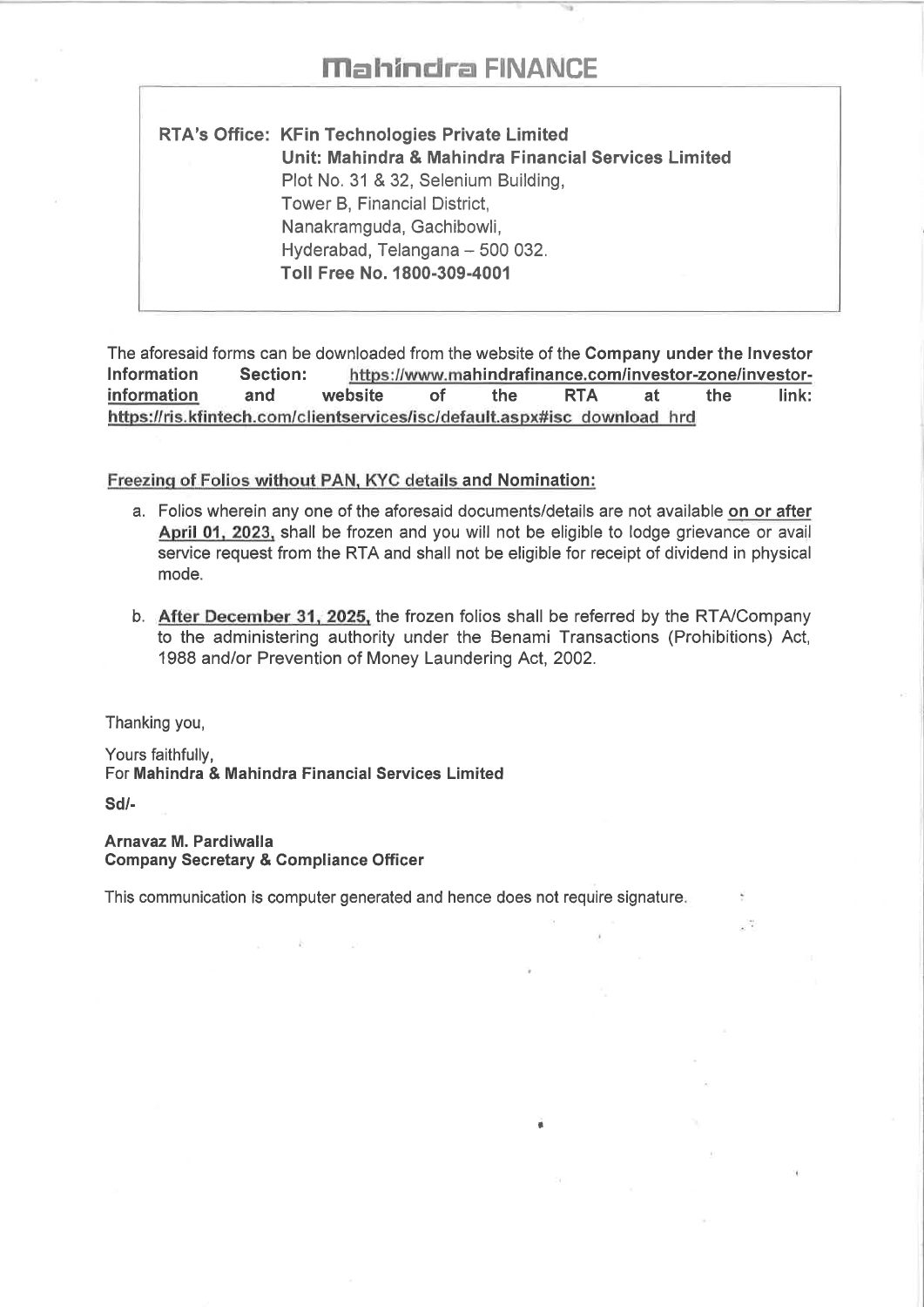# Mahindra FINANCE

**RTA's Office: KFin Technologies Private Limited**
**Unit: Mahindra & Mahindra Financial Services Limited**
Plot No. 31 & 32, Selenium Building,
Tower B, Financial District,
Nanakramguda, Gachibowli,
Hyderabad, Telangana – 500 032.
**Toll Free No. 1800-309-4001**

The aforesaid forms can be downloaded from the website of the **Company under the Investor Information Section:** https://www.mahindrafinance.com/investor-zone/investor-information and website of the RTA at the link: **https://ris.kfintech.com/clientservices/isc/default.aspx#isc_download_hrd**

**Freezing of Folios without PAN, KYC details and Nomination:**

a. Folios wherein any one of the aforesaid documents/details are not available **on or after April 01, 2023,** shall be frozen and you will not be eligible to lodge grievance or avail service request from the RTA and shall not be eligible for receipt of dividend in physical mode.

b. **After December 31, 2025,** the frozen folios shall be referred by the RTA/Company to the administering authority under the Benami Transactions (Prohibitions) Act, 1988 and/or Prevention of Money Laundering Act, 2002.

Thanking you,

Yours faithfully,
For **Mahindra & Mahindra Financial Services Limited**

**Sd/-**

**Arnavaz M. Pardiwalla**
**Company Secretary & Compliance Officer**

This communication is computer generated and hence does not require signature.